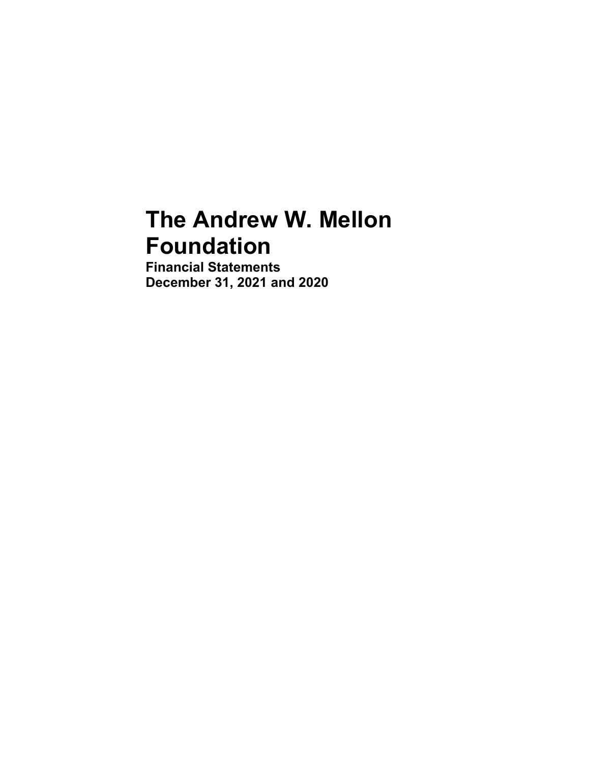# The Andrew W. Mellon Foundation

**Financial Statements**
**December 31, 2021 and 2020**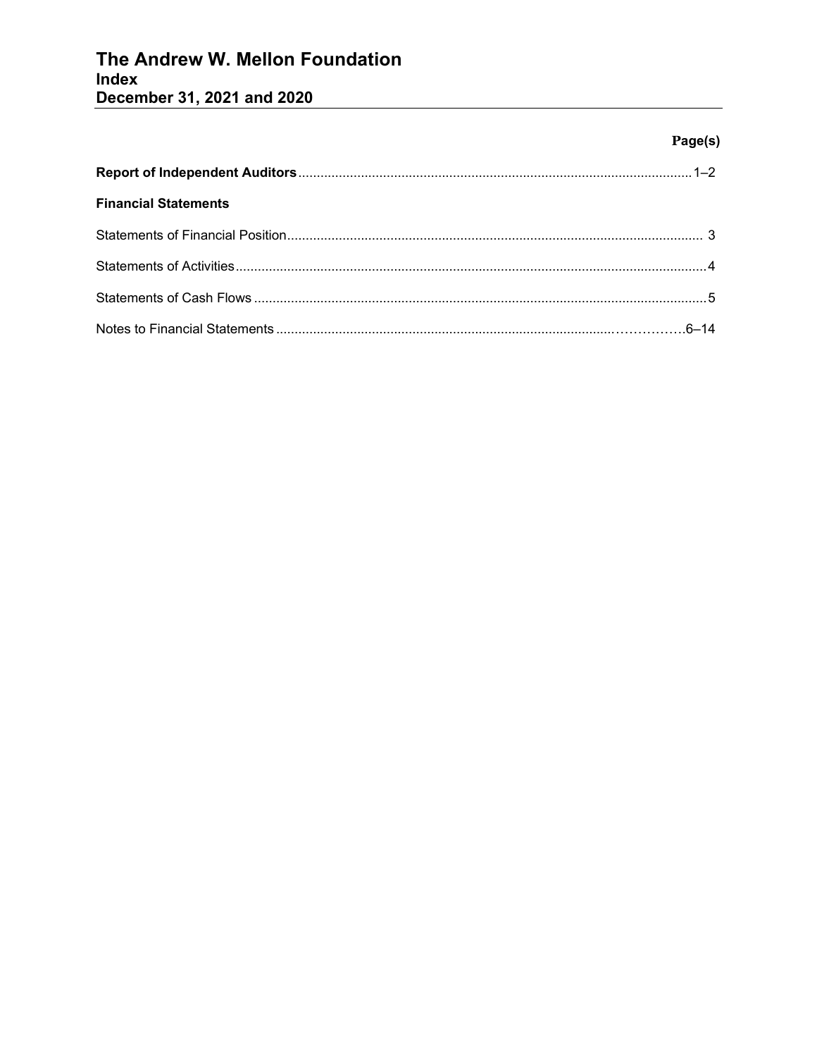# The Andrew W. Mellon Foundation
## Index
## December 31, 2021 and 2020

| | Page(s) |
|---|---|
| **Report of Independent Auditors** | 1–2 |
| **Financial Statements** | |
| Statements of Financial Position | 3 |
| Statements of Activities | 4 |
| Statements of Cash Flows | 5 |
| Notes to Financial Statements | 6–14 |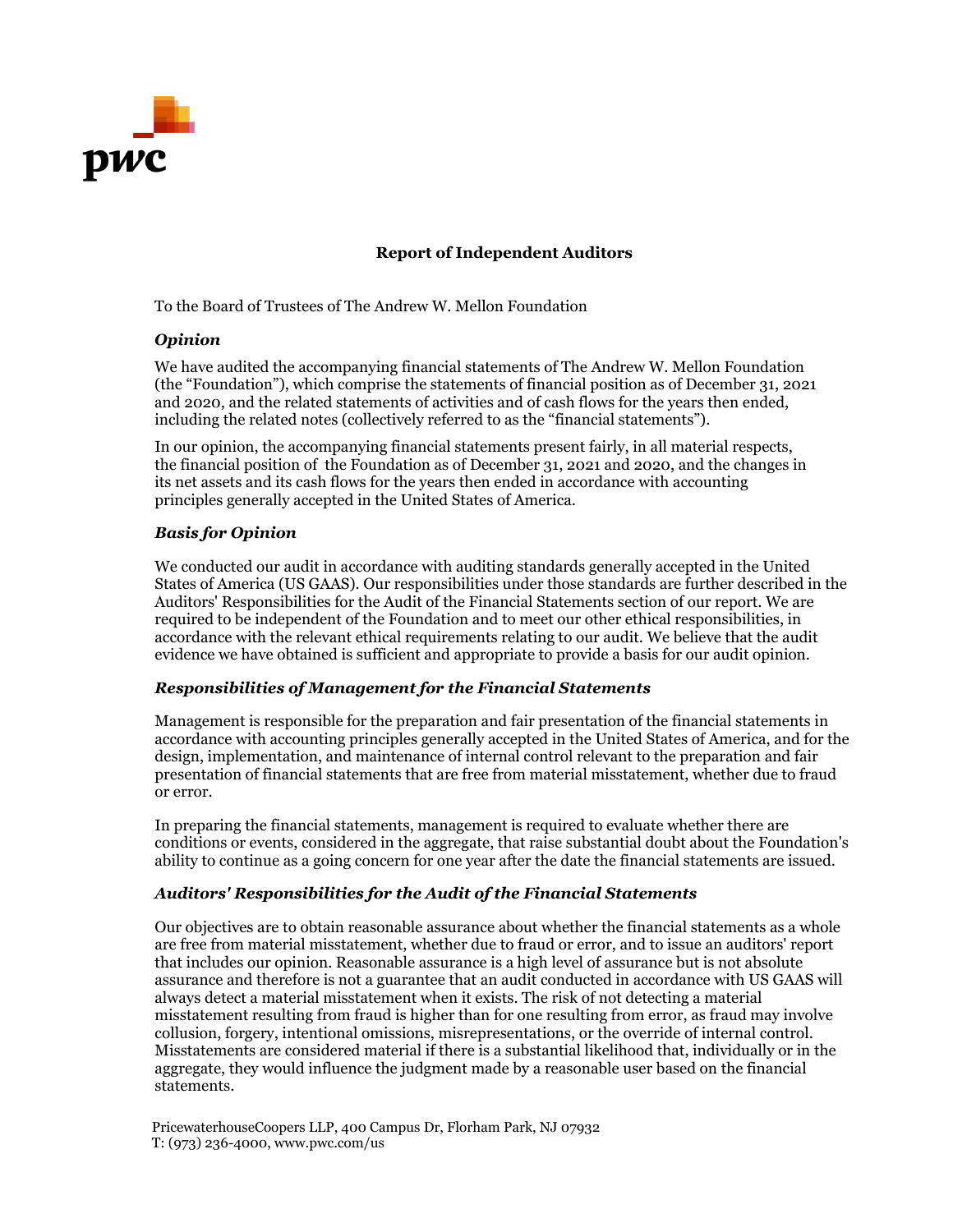# Report of Independent Auditors

To the Board of Trustees of The Andrew W. Mellon Foundation

### *Opinion*

We have audited the accompanying financial statements of The Andrew W. Mellon Foundation (the "Foundation"), which comprise the statements of financial position as of December 31, 2021 and 2020, and the related statements of activities and of cash flows for the years then ended, including the related notes (collectively referred to as the "financial statements").

In our opinion, the accompanying financial statements present fairly, in all material respects, the financial position of the Foundation as of December 31, 2021 and 2020, and the changes in its net assets and its cash flows for the years then ended in accordance with accounting principles generally accepted in the United States of America.

### *Basis for Opinion*

We conducted our audit in accordance with auditing standards generally accepted in the United States of America (US GAAS). Our responsibilities under those standards are further described in the Auditors' Responsibilities for the Audit of the Financial Statements section of our report. We are required to be independent of the Foundation and to meet our other ethical responsibilities, in accordance with the relevant ethical requirements relating to our audit. We believe that the audit evidence we have obtained is sufficient and appropriate to provide a basis for our audit opinion.

### *Responsibilities of Management for the Financial Statements*

Management is responsible for the preparation and fair presentation of the financial statements in accordance with accounting principles generally accepted in the United States of America, and for the design, implementation, and maintenance of internal control relevant to the preparation and fair presentation of financial statements that are free from material misstatement, whether due to fraud or error.

In preparing the financial statements, management is required to evaluate whether there are conditions or events, considered in the aggregate, that raise substantial doubt about the Foundation's ability to continue as a going concern for one year after the date the financial statements are issued.

### *Auditors' Responsibilities for the Audit of the Financial Statements*

Our objectives are to obtain reasonable assurance about whether the financial statements as a whole are free from material misstatement, whether due to fraud or error, and to issue an auditors' report that includes our opinion. Reasonable assurance is a high level of assurance but is not absolute assurance and therefore is not a guarantee that an audit conducted in accordance with US GAAS will always detect a material misstatement when it exists. The risk of not detecting a material misstatement resulting from fraud is higher than for one resulting from error, as fraud may involve collusion, forgery, intentional omissions, misrepresentations, or the override of internal control. Misstatements are considered material if there is a substantial likelihood that, individually or in the aggregate, they would influence the judgment made by a reasonable user based on the financial statements.

PricewaterhouseCoopers LLP, 400 Campus Dr, Florham Park, NJ 07932
T: (973) 236-4000, www.pwc.com/us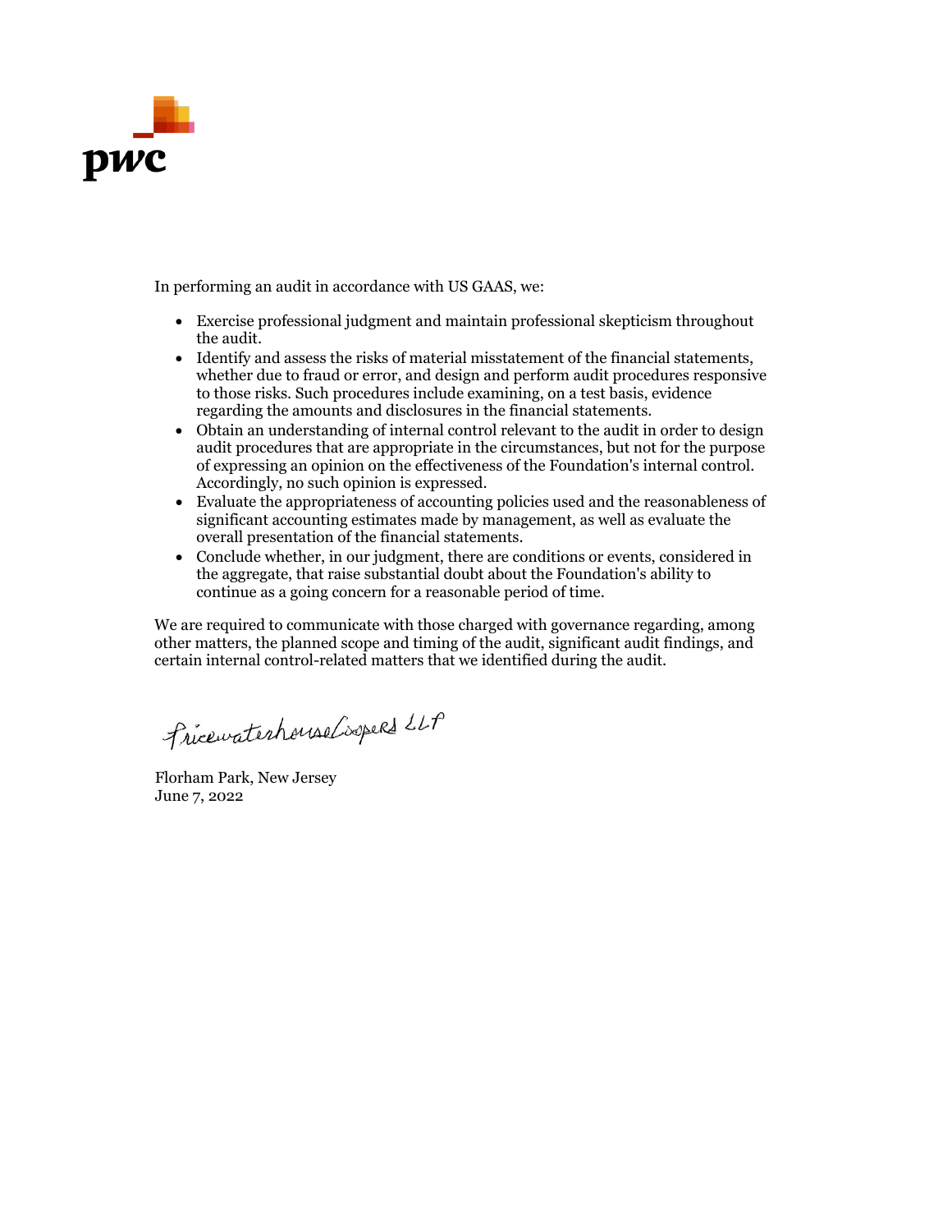In performing an audit in accordance with US GAAS, we:

- Exercise professional judgment and maintain professional skepticism throughout the audit.
- Identify and assess the risks of material misstatement of the financial statements, whether due to fraud or error, and design and perform audit procedures responsive to those risks. Such procedures include examining, on a test basis, evidence regarding the amounts and disclosures in the financial statements.
- Obtain an understanding of internal control relevant to the audit in order to design audit procedures that are appropriate in the circumstances, but not for the purpose of expressing an opinion on the effectiveness of the Foundation's internal control. Accordingly, no such opinion is expressed.
- Evaluate the appropriateness of accounting policies used and the reasonableness of significant accounting estimates made by management, as well as evaluate the overall presentation of the financial statements.
- Conclude whether, in our judgment, there are conditions or events, considered in the aggregate, that raise substantial doubt about the Foundation's ability to continue as a going concern for a reasonable period of time.

We are required to communicate with those charged with governance regarding, among other matters, the planned scope and timing of the audit, significant audit findings, and certain internal control-related matters that we identified during the audit.

PricewaterhouseCoopers LLP

Florham Park, New Jersey
June 7, 2022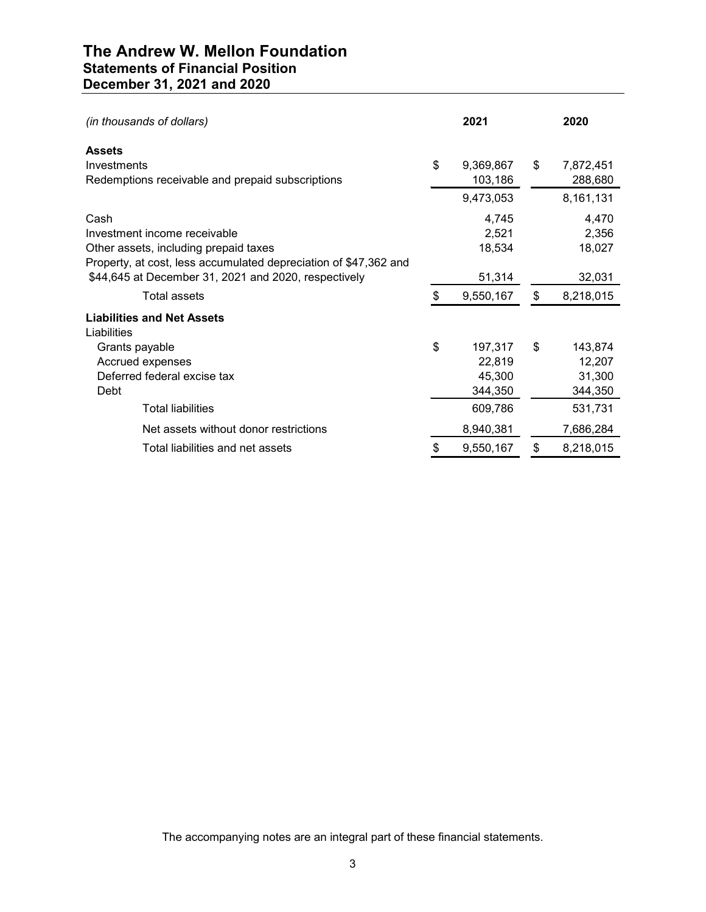# The Andrew W. Mellon Foundation

## Statements of Financial Position

## December 31, 2021 and 2020

| *(in thousands of dollars)* | 2021 | 2020 |
|---|---|---|
| **Assets** | | |
| Investments | $ 9,369,867 | $ 7,872,451 |
| Redemptions receivable and prepaid subscriptions | 103,186 | 288,680 |
| | 9,473,053 | 8,161,131 |
| Cash | 4,745 | 4,470 |
| Investment income receivable | 2,521 | 2,356 |
| Other assets, including prepaid taxes | 18,534 | 18,027 |
| Property, at cost, less accumulated depreciation of $47,362 and $44,645 at December 31, 2021 and 2020, respectively | 51,314 | 32,031 |
| Total assets | $ 9,550,167 | $ 8,218,015 |
| **Liabilities and Net Assets** | | |
| Liabilities | | |
| Grants payable | $ 197,317 | $ 143,874 |
| Accrued expenses | 22,819 | 12,207 |
| Deferred federal excise tax | 45,300 | 31,300 |
| Debt | 344,350 | 344,350 |
| Total liabilities | 609,786 | 531,731 |
| Net assets without donor restrictions | 8,940,381 | 7,686,284 |
| Total liabilities and net assets | $ 9,550,167 | $ 8,218,015 |

The accompanying notes are an integral part of these financial statements.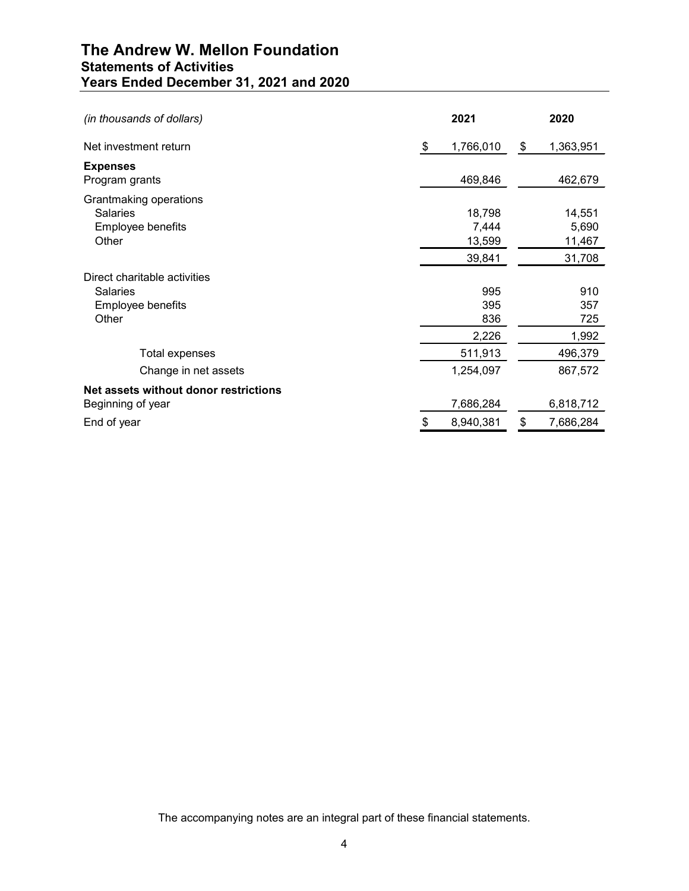# The Andrew W. Mellon Foundation
## Statements of Activities
## Years Ended December 31, 2021 and 2020

| *(in thousands of dollars)* | 2021 | 2020 |
|---|---|---|
| Net investment return | $ 1,766,010 | $ 1,363,951 |
| **Expenses** | | |
| Program grants | 469,846 | 462,679 |
| Grantmaking operations | | |
| Salaries | 18,798 | 14,551 |
| Employee benefits | 7,444 | 5,690 |
| Other | 13,599 | 11,467 |
| | 39,841 | 31,708 |
| Direct charitable activities | | |
| Salaries | 995 | 910 |
| Employee benefits | 395 | 357 |
| Other | 836 | 725 |
| | 2,226 | 1,992 |
| Total expenses | 511,913 | 496,379 |
| Change in net assets | 1,254,097 | 867,572 |
| **Net assets without donor restrictions** | | |
| Beginning of year | 7,686,284 | 6,818,712 |
| End of year | $ 8,940,381 | $ 7,686,284 |

The accompanying notes are an integral part of these financial statements.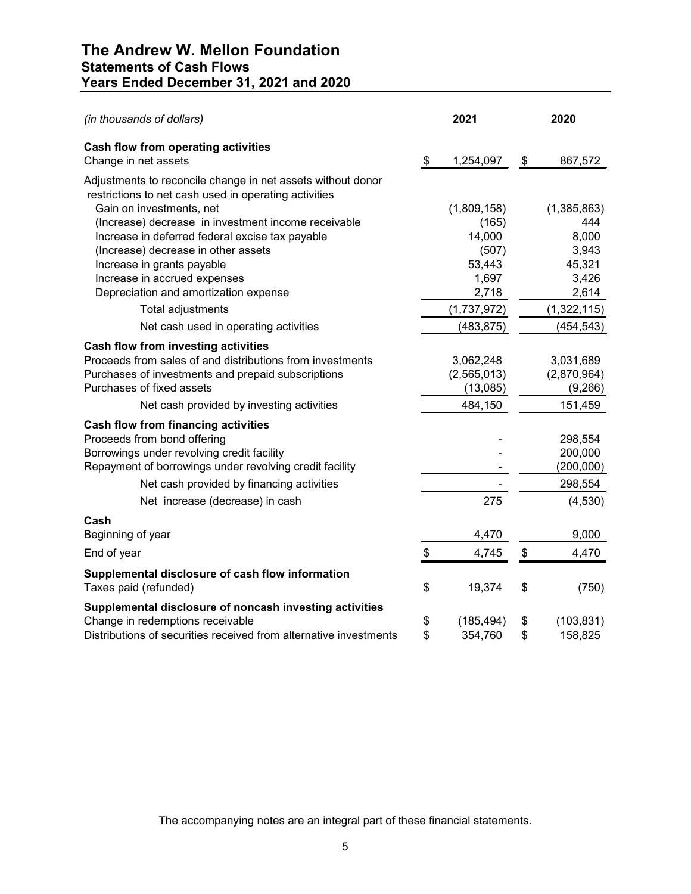# The Andrew W. Mellon Foundation
## Statements of Cash Flows
## Years Ended December 31, 2021 and 2020

| *(in thousands of dollars)* | 2021 | 2020 |
|---|---|---|
| **Cash flow from operating activities** | | |
| Change in net assets | $ 1,254,097 | $ 867,572 |
| Adjustments to reconcile change in net assets without donor restrictions to net cash used in operating activities | | |
| Gain on investments, net | (1,809,158) | (1,385,863) |
| (Increase) decrease in investment income receivable | (165) | 444 |
| Increase in deferred federal excise tax payable | 14,000 | 8,000 |
| (Increase) decrease in other assets | (507) | 3,943 |
| Increase in grants payable | 53,443 | 45,321 |
| Increase in accrued expenses | 1,697 | 3,426 |
| Depreciation and amortization expense | 2,718 | 2,614 |
| Total adjustments | (1,737,972) | (1,322,115) |
| Net cash used in operating activities | (483,875) | (454,543) |
| **Cash flow from investing activities** | | |
| Proceeds from sales of and distributions from investments | 3,062,248 | 3,031,689 |
| Purchases of investments and prepaid subscriptions | (2,565,013) | (2,870,964) |
| Purchases of fixed assets | (13,085) | (9,266) |
| Net cash provided by investing activities | 484,150 | 151,459 |
| **Cash flow from financing activities** | | |
| Proceeds from bond offering | - | 298,554 |
| Borrowings under revolving credit facility | - | 200,000 |
| Repayment of borrowings under revolving credit facility | - | (200,000) |
| Net cash provided by financing activities | - | 298,554 |
| Net increase (decrease) in cash | 275 | (4,530) |
| **Cash** | | |
| Beginning of year | 4,470 | 9,000 |
| End of year | $ 4,745 | $ 4,470 |
| **Supplemental disclosure of cash flow information** | | |
| Taxes paid (refunded) | $ 19,374 | $ (750) |
| **Supplemental disclosure of noncash investing activities** | | |
| Change in redemptions receivable | $ (185,494) | $ (103,831) |
| Distributions of securities received from alternative investments | $ 354,760 | $ 158,825 |

The accompanying notes are an integral part of these financial statements.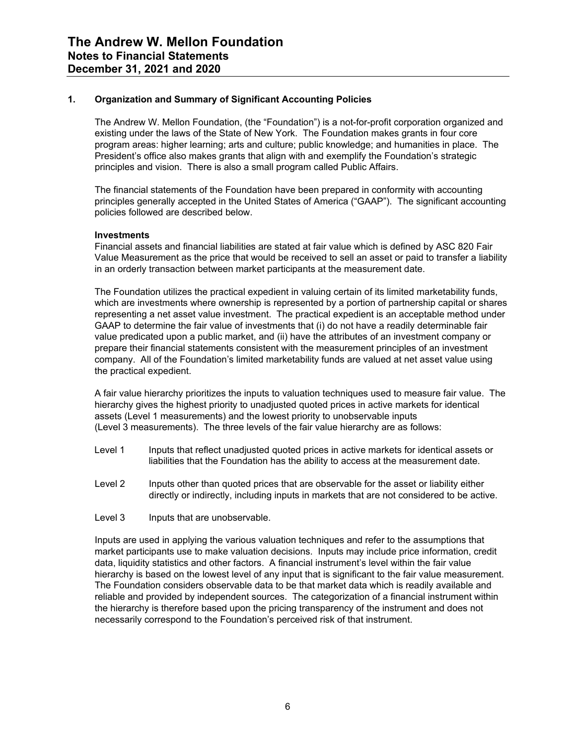# The Andrew W. Mellon Foundation
## Notes to Financial Statements
## December 31, 2021 and 2020

### 1. Organization and Summary of Significant Accounting Policies

The Andrew W. Mellon Foundation, (the "Foundation") is a not-for-profit corporation organized and existing under the laws of the State of New York. The Foundation makes grants in four core program areas: higher learning; arts and culture; public knowledge; and humanities in place. The President's office also makes grants that align with and exemplify the Foundation's strategic principles and vision. There is also a small program called Public Affairs.

The financial statements of the Foundation have been prepared in conformity with accounting principles generally accepted in the United States of America ("GAAP"). The significant accounting policies followed are described below.

**Investments**

Financial assets and financial liabilities are stated at fair value which is defined by ASC 820 Fair Value Measurement as the price that would be received to sell an asset or paid to transfer a liability in an orderly transaction between market participants at the measurement date.

The Foundation utilizes the practical expedient in valuing certain of its limited marketability funds, which are investments where ownership is represented by a portion of partnership capital or shares representing a net asset value investment. The practical expedient is an acceptable method under GAAP to determine the fair value of investments that (i) do not have a readily determinable fair value predicated upon a public market, and (ii) have the attributes of an investment company or prepare their financial statements consistent with the measurement principles of an investment company. All of the Foundation's limited marketability funds are valued at net asset value using the practical expedient.

A fair value hierarchy prioritizes the inputs to valuation techniques used to measure fair value. The hierarchy gives the highest priority to unadjusted quoted prices in active markets for identical assets (Level 1 measurements) and the lowest priority to unobservable inputs (Level 3 measurements). The three levels of the fair value hierarchy are as follows:

- Level 1 Inputs that reflect unadjusted quoted prices in active markets for identical assets or liabilities that the Foundation has the ability to access at the measurement date.
- Level 2 Inputs other than quoted prices that are observable for the asset or liability either directly or indirectly, including inputs in markets that are not considered to be active.
- Level 3 Inputs that are unobservable.

Inputs are used in applying the various valuation techniques and refer to the assumptions that market participants use to make valuation decisions. Inputs may include price information, credit data, liquidity statistics and other factors. A financial instrument's level within the fair value hierarchy is based on the lowest level of any input that is significant to the fair value measurement. The Foundation considers observable data to be that market data which is readily available and reliable and provided by independent sources. The categorization of a financial instrument within the hierarchy is therefore based upon the pricing transparency of the instrument and does not necessarily correspond to the Foundation's perceived risk of that instrument.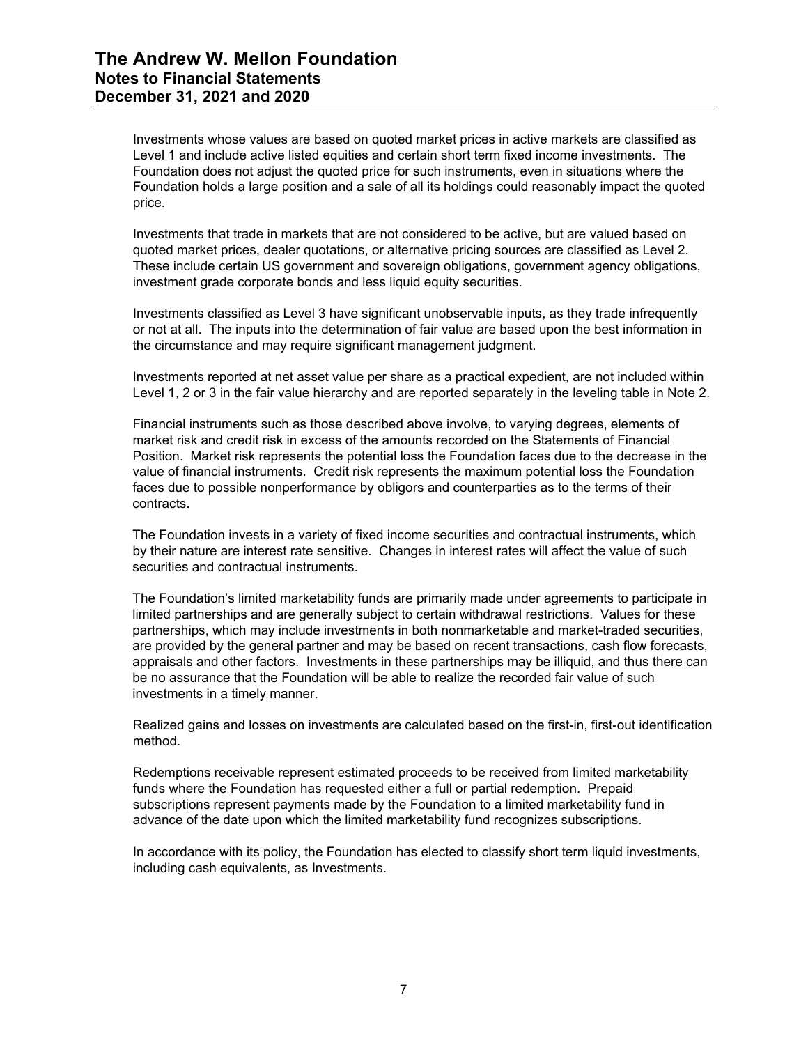Investments whose values are based on quoted market prices in active markets are classified as Level 1 and include active listed equities and certain short term fixed income investments. The Foundation does not adjust the quoted price for such instruments, even in situations where the Foundation holds a large position and a sale of all its holdings could reasonably impact the quoted price.

Investments that trade in markets that are not considered to be active, but are valued based on quoted market prices, dealer quotations, or alternative pricing sources are classified as Level 2. These include certain US government and sovereign obligations, government agency obligations, investment grade corporate bonds and less liquid equity securities.

Investments classified as Level 3 have significant unobservable inputs, as they trade infrequently or not at all. The inputs into the determination of fair value are based upon the best information in the circumstance and may require significant management judgment.

Investments reported at net asset value per share as a practical expedient, are not included within Level 1, 2 or 3 in the fair value hierarchy and are reported separately in the leveling table in Note 2.

Financial instruments such as those described above involve, to varying degrees, elements of market risk and credit risk in excess of the amounts recorded on the Statements of Financial Position. Market risk represents the potential loss the Foundation faces due to the decrease in the value of financial instruments. Credit risk represents the maximum potential loss the Foundation faces due to possible nonperformance by obligors and counterparties as to the terms of their contracts.

The Foundation invests in a variety of fixed income securities and contractual instruments, which by their nature are interest rate sensitive. Changes in interest rates will affect the value of such securities and contractual instruments.

The Foundation's limited marketability funds are primarily made under agreements to participate in limited partnerships and are generally subject to certain withdrawal restrictions. Values for these partnerships, which may include investments in both nonmarketable and market-traded securities, are provided by the general partner and may be based on recent transactions, cash flow forecasts, appraisals and other factors. Investments in these partnerships may be illiquid, and thus there can be no assurance that the Foundation will be able to realize the recorded fair value of such investments in a timely manner.

Realized gains and losses on investments are calculated based on the first-in, first-out identification method.

Redemptions receivable represent estimated proceeds to be received from limited marketability funds where the Foundation has requested either a full or partial redemption. Prepaid subscriptions represent payments made by the Foundation to a limited marketability fund in advance of the date upon which the limited marketability fund recognizes subscriptions.

In accordance with its policy, the Foundation has elected to classify short term liquid investments, including cash equivalents, as Investments.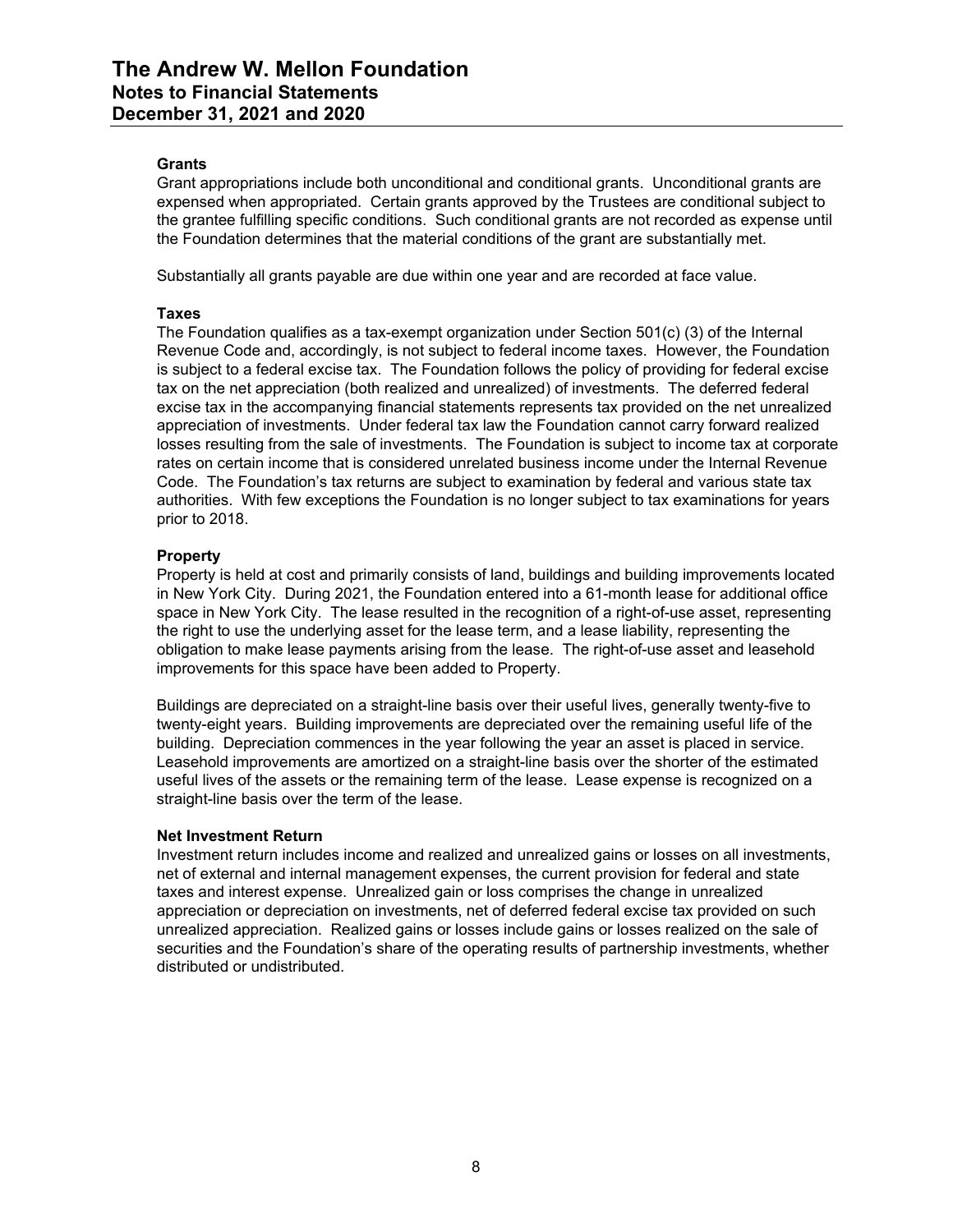**Grants**

Grant appropriations include both unconditional and conditional grants. Unconditional grants are expensed when appropriated. Certain grants approved by the Trustees are conditional subject to the grantee fulfilling specific conditions. Such conditional grants are not recorded as expense until the Foundation determines that the material conditions of the grant are substantially met.

Substantially all grants payable are due within one year and are recorded at face value.

**Taxes**

The Foundation qualifies as a tax-exempt organization under Section 501(c) (3) of the Internal Revenue Code and, accordingly, is not subject to federal income taxes. However, the Foundation is subject to a federal excise tax. The Foundation follows the policy of providing for federal excise tax on the net appreciation (both realized and unrealized) of investments. The deferred federal excise tax in the accompanying financial statements represents tax provided on the net unrealized appreciation of investments. Under federal tax law the Foundation cannot carry forward realized losses resulting from the sale of investments. The Foundation is subject to income tax at corporate rates on certain income that is considered unrelated business income under the Internal Revenue Code. The Foundation's tax returns are subject to examination by federal and various state tax authorities. With few exceptions the Foundation is no longer subject to tax examinations for years prior to 2018.

**Property**

Property is held at cost and primarily consists of land, buildings and building improvements located in New York City. During 2021, the Foundation entered into a 61-month lease for additional office space in New York City. The lease resulted in the recognition of a right-of-use asset, representing the right to use the underlying asset for the lease term, and a lease liability, representing the obligation to make lease payments arising from the lease. The right-of-use asset and leasehold improvements for this space have been added to Property.

Buildings are depreciated on a straight-line basis over their useful lives, generally twenty-five to twenty-eight years. Building improvements are depreciated over the remaining useful life of the building. Depreciation commences in the year following the year an asset is placed in service. Leasehold improvements are amortized on a straight-line basis over the shorter of the estimated useful lives of the assets or the remaining term of the lease. Lease expense is recognized on a straight-line basis over the term of the lease.

**Net Investment Return**

Investment return includes income and realized and unrealized gains or losses on all investments, net of external and internal management expenses, the current provision for federal and state taxes and interest expense. Unrealized gain or loss comprises the change in unrealized appreciation or depreciation on investments, net of deferred federal excise tax provided on such unrealized appreciation. Realized gains or losses include gains or losses realized on the sale of securities and the Foundation's share of the operating results of partnership investments, whether distributed or undistributed.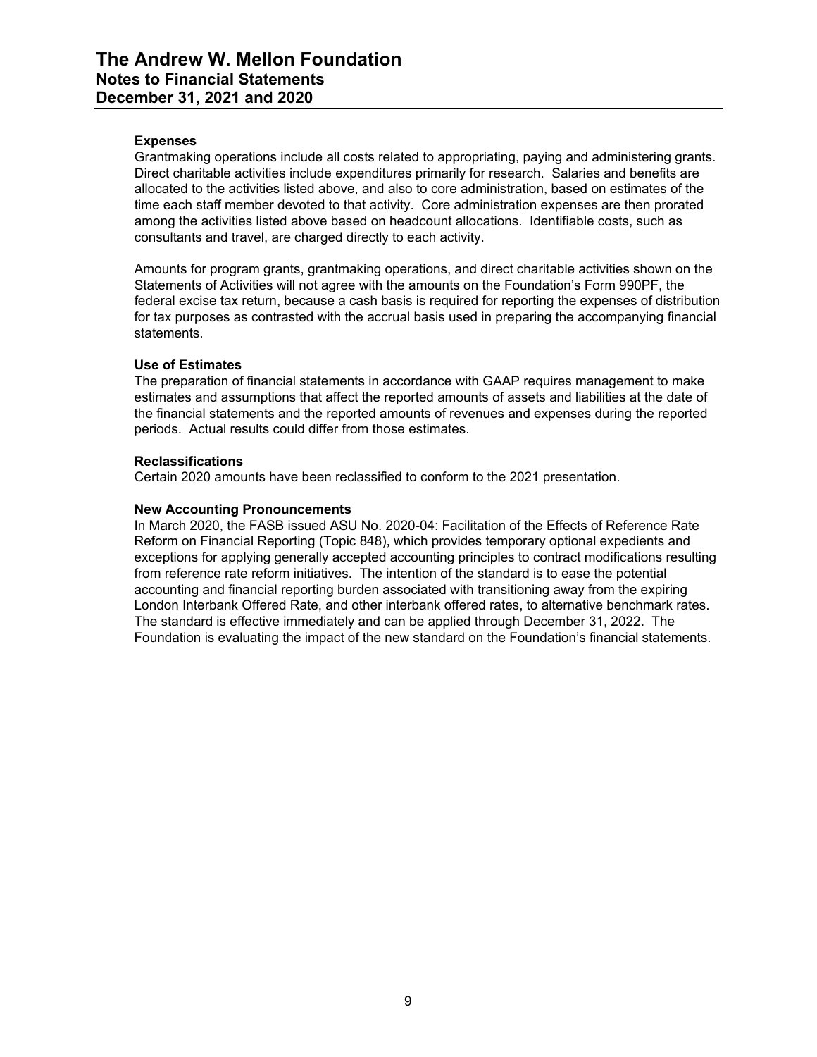#### Expenses

Grantmaking operations include all costs related to appropriating, paying and administering grants. Direct charitable activities include expenditures primarily for research. Salaries and benefits are allocated to the activities listed above, and also to core administration, based on estimates of the time each staff member devoted to that activity. Core administration expenses are then prorated among the activities listed above based on headcount allocations. Identifiable costs, such as consultants and travel, are charged directly to each activity.

Amounts for program grants, grantmaking operations, and direct charitable activities shown on the Statements of Activities will not agree with the amounts on the Foundation's Form 990PF, the federal excise tax return, because a cash basis is required for reporting the expenses of distribution for tax purposes as contrasted with the accrual basis used in preparing the accompanying financial statements.

#### Use of Estimates

The preparation of financial statements in accordance with GAAP requires management to make estimates and assumptions that affect the reported amounts of assets and liabilities at the date of the financial statements and the reported amounts of revenues and expenses during the reported periods. Actual results could differ from those estimates.

#### Reclassifications

Certain 2020 amounts have been reclassified to conform to the 2021 presentation.

#### New Accounting Pronouncements

In March 2020, the FASB issued ASU No. 2020-04: Facilitation of the Effects of Reference Rate Reform on Financial Reporting (Topic 848), which provides temporary optional expedients and exceptions for applying generally accepted accounting principles to contract modifications resulting from reference rate reform initiatives. The intention of the standard is to ease the potential accounting and financial reporting burden associated with transitioning away from the expiring London Interbank Offered Rate, and other interbank offered rates, to alternative benchmark rates. The standard is effective immediately and can be applied through December 31, 2022. The Foundation is evaluating the impact of the new standard on the Foundation's financial statements.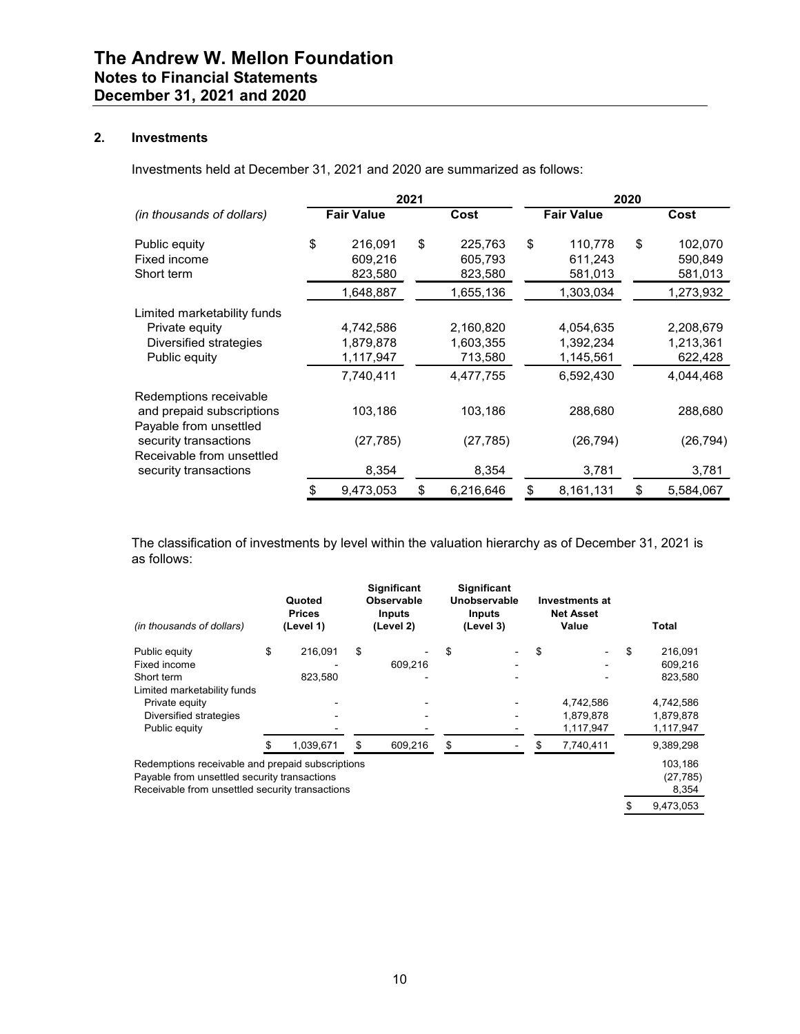## 2. Investments

Investments held at December 31, 2021 and 2020 are summarized as follows:

| *(in thousands of dollars)* | 2021 Fair Value | 2021 Cost | 2020 Fair Value | 2020 Cost |
|---|---|---|---|---|
| Public equity | $ 216,091 | $ 225,763 | $ 110,778 | $ 102,070 |
| Fixed income | 609,216 | 605,793 | 611,243 | 590,849 |
| Short term | 823,580 | 823,580 | 581,013 | 581,013 |
| | 1,648,887 | 1,655,136 | 1,303,034 | 1,273,932 |
| Limited marketability funds | | | | |
| Private equity | 4,742,586 | 2,160,820 | 4,054,635 | 2,208,679 |
| Diversified strategies | 1,879,878 | 1,603,355 | 1,392,234 | 1,213,361 |
| Public equity | 1,117,947 | 713,580 | 1,145,561 | 622,428 |
| | 7,740,411 | 4,477,755 | 6,592,430 | 4,044,468 |
| Redemptions receivable and prepaid subscriptions | 103,186 | 103,186 | 288,680 | 288,680 |
| Payable from unsettled security transactions | (27,785) | (27,785) | (26,794) | (26,794) |
| Receivable from unsettled security transactions | 8,354 | 8,354 | 3,781 | 3,781 |
| | $ 9,473,053 | $ 6,216,646 | $ 8,161,131 | $ 5,584,067 |

The classification of investments by level within the valuation hierarchy as of December 31, 2021 is as follows:

| *(in thousands of dollars)* | Quoted Prices (Level 1) | Significant Observable Inputs (Level 2) | Significant Unobservable Inputs (Level 3) | Investments at Net Asset Value | Total |
|---|---|---|---|---|---|
| Public equity | $ 216,091 | $ - | $ - | $ - | $ 216,091 |
| Fixed income | - | 609,216 | - | - | 609,216 |
| Short term | 823,580 | - | - | - | 823,580 |
| Limited marketability funds | | | | | |
| Private equity | - | - | - | 4,742,586 | 4,742,586 |
| Diversified strategies | - | - | - | 1,879,878 | 1,879,878 |
| Public equity | - | - | - | 1,117,947 | 1,117,947 |
| | $ 1,039,671 | $ 609,216 | $ - | $ 7,740,411 | 9,389,298 |
| Redemptions receivable and prepaid subscriptions | | | | | 103,186 |
| Payable from unsettled security transactions | | | | | (27,785) |
| Receivable from unsettled security transactions | | | | | 8,354 |
| | | | | | $ 9,473,053 |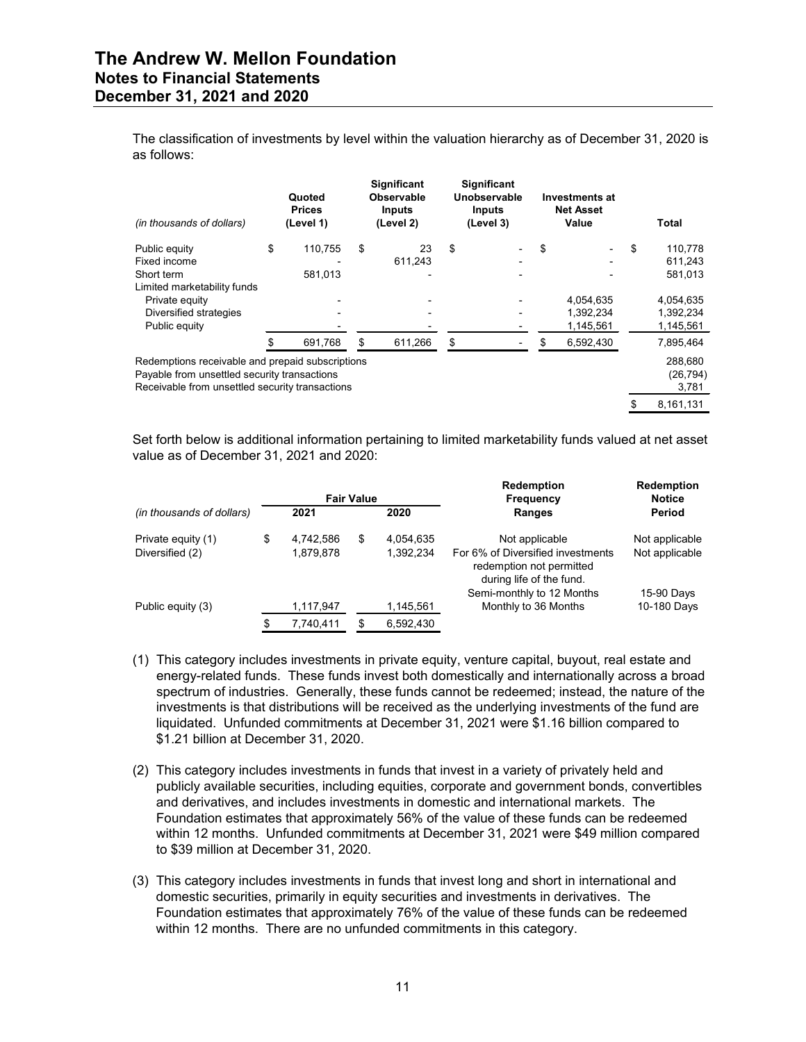The classification of investments by level within the valuation hierarchy as of December 31, 2020 is as follows:

| *(in thousands of dollars)* | Quoted Prices (Level 1) | Significant Observable Inputs (Level 2) | Significant Unobservable Inputs (Level 3) | Investments at Net Asset Value | Total |
|---|---|---|---|---|---|
| Public equity | $ 110,755 | $ 23 | $ - | $ - | $ 110,778 |
| Fixed income | - | 611,243 | - | - | 611,243 |
| Short term | 581,013 | - | - | - | 581,013 |
| Limited marketability funds | | | | | |
| Private equity | - | - | - | 4,054,635 | 4,054,635 |
| Diversified strategies | - | - | - | 1,392,234 | 1,392,234 |
| Public equity | - | - | - | 1,145,561 | 1,145,561 |
| | $ 691,768 | $ 611,266 | $ - | $ 6,592,430 | 7,895,464 |
| Redemptions receivable and prepaid subscriptions | | | | | 288,680 |
| Payable from unsettled security transactions | | | | | (26,794) |
| Receivable from unsettled security transactions | | | | | 3,781 |
| | | | | | $ 8,161,131 |

Set forth below is additional information pertaining to limited marketability funds valued at net asset value as of December 31, 2021 and 2020:

| *(in thousands of dollars)* | Fair Value 2021 | Fair Value 2020 | Redemption Frequency Ranges | Redemption Notice Period |
|---|---|---|---|---|
| Private equity (1) | $ 4,742,586 | $ 4,054,635 | Not applicable | Not applicable |
| Diversified (2) | 1,879,878 | 1,392,234 | For 6% of Diversified investments redemption not permitted during life of the fund. | Not applicable |
| | | | Semi-monthly to 12 Months | 15-90 Days |
| Public equity (3) | 1,117,947 | 1,145,561 | Monthly to 36 Months | 10-180 Days |
| | $ 7,740,411 | $ 6,592,430 | | |

(1) This category includes investments in private equity, venture capital, buyout, real estate and energy-related funds. These funds invest both domestically and internationally across a broad spectrum of industries. Generally, these funds cannot be redeemed; instead, the nature of the investments is that distributions will be received as the underlying investments of the fund are liquidated. Unfunded commitments at December 31, 2021 were $1.16 billion compared to $1.21 billion at December 31, 2020.

(2) This category includes investments in funds that invest in a variety of privately held and publicly available securities, including equities, corporate and government bonds, convertibles and derivatives, and includes investments in domestic and international markets. The Foundation estimates that approximately 56% of the value of these funds can be redeemed within 12 months. Unfunded commitments at December 31, 2021 were $49 million compared to $39 million at December 31, 2020.

(3) This category includes investments in funds that invest long and short in international and domestic securities, primarily in equity securities and investments in derivatives. The Foundation estimates that approximately 76% of the value of these funds can be redeemed within 12 months. There are no unfunded commitments in this category.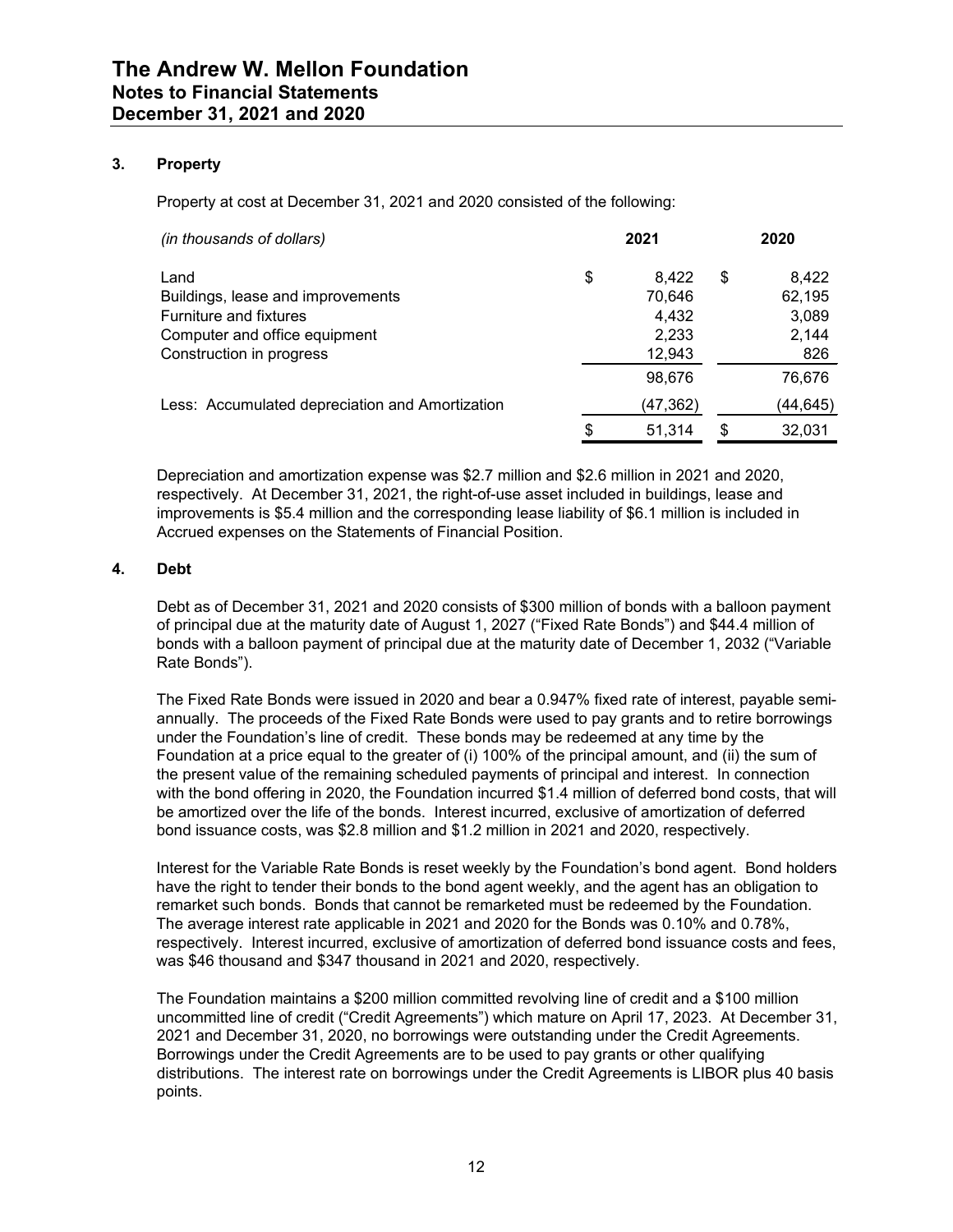## 3. Property

Property at cost at December 31, 2021 and 2020 consisted of the following:

| *(in thousands of dollars)* | 2021 | 2020 |
|---|---|---|
| Land | $ 8,422 | $ 8,422 |
| Buildings, lease and improvements | 70,646 | 62,195 |
| Furniture and fixtures | 4,432 | 3,089 |
| Computer and office equipment | 2,233 | 2,144 |
| Construction in progress | 12,943 | 826 |
| | 98,676 | 76,676 |
| Less: Accumulated depreciation and Amortization | (47,362) | (44,645) |
| | $ 51,314 | $ 32,031 |

Depreciation and amortization expense was $2.7 million and $2.6 million in 2021 and 2020, respectively. At December 31, 2021, the right-of-use asset included in buildings, lease and improvements is $5.4 million and the corresponding lease liability of $6.1 million is included in Accrued expenses on the Statements of Financial Position.

## 4. Debt

Debt as of December 31, 2021 and 2020 consists of $300 million of bonds with a balloon payment of principal due at the maturity date of August 1, 2027 ("Fixed Rate Bonds") and $44.4 million of bonds with a balloon payment of principal due at the maturity date of December 1, 2032 ("Variable Rate Bonds").

The Fixed Rate Bonds were issued in 2020 and bear a 0.947% fixed rate of interest, payable semi-annually. The proceeds of the Fixed Rate Bonds were used to pay grants and to retire borrowings under the Foundation's line of credit. These bonds may be redeemed at any time by the Foundation at a price equal to the greater of (i) 100% of the principal amount, and (ii) the sum of the present value of the remaining scheduled payments of principal and interest. In connection with the bond offering in 2020, the Foundation incurred $1.4 million of deferred bond costs, that will be amortized over the life of the bonds. Interest incurred, exclusive of amortization of deferred bond issuance costs, was $2.8 million and $1.2 million in 2021 and 2020, respectively.

Interest for the Variable Rate Bonds is reset weekly by the Foundation's bond agent. Bond holders have the right to tender their bonds to the bond agent weekly, and the agent has an obligation to remarket such bonds. Bonds that cannot be remarketed must be redeemed by the Foundation. The average interest rate applicable in 2021 and 2020 for the Bonds was 0.10% and 0.78%, respectively. Interest incurred, exclusive of amortization of deferred bond issuance costs and fees, was $46 thousand and $347 thousand in 2021 and 2020, respectively.

The Foundation maintains a $200 million committed revolving line of credit and a $100 million uncommitted line of credit ("Credit Agreements") which mature on April 17, 2023. At December 31, 2021 and December 31, 2020, no borrowings were outstanding under the Credit Agreements. Borrowings under the Credit Agreements are to be used to pay grants or other qualifying distributions. The interest rate on borrowings under the Credit Agreements is LIBOR plus 40 basis points.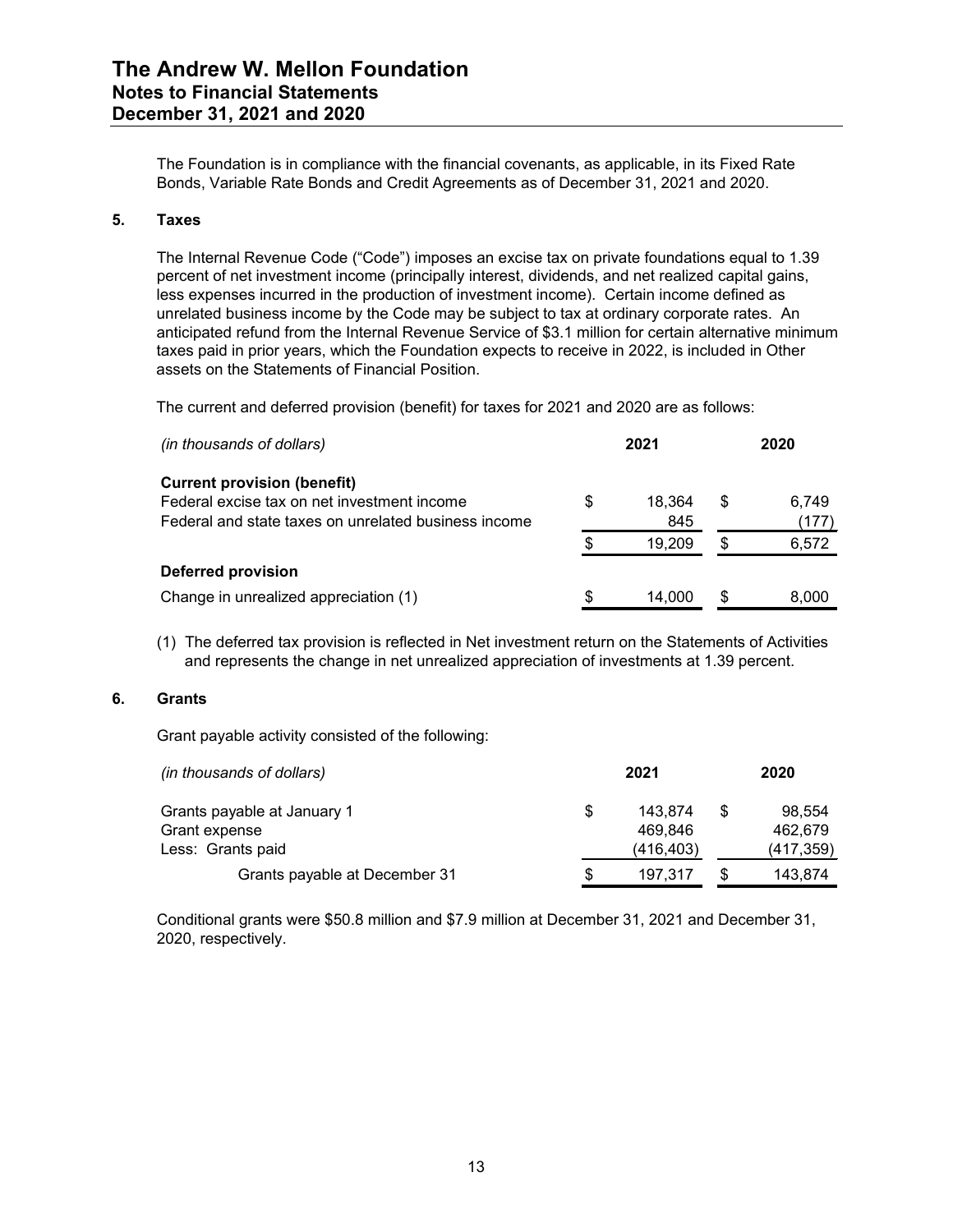The Foundation is in compliance with the financial covenants, as applicable, in its Fixed Rate Bonds, Variable Rate Bonds and Credit Agreements as of December 31, 2021 and 2020.

## 5. Taxes

The Internal Revenue Code ("Code") imposes an excise tax on private foundations equal to 1.39 percent of net investment income (principally interest, dividends, and net realized capital gains, less expenses incurred in the production of investment income). Certain income defined as unrelated business income by the Code may be subject to tax at ordinary corporate rates. An anticipated refund from the Internal Revenue Service of $3.1 million for certain alternative minimum taxes paid in prior years, which the Foundation expects to receive in 2022, is included in Other assets on the Statements of Financial Position.

The current and deferred provision (benefit) for taxes for 2021 and 2020 are as follows:

| *(in thousands of dollars)* | 2021 | 2020 |
|---|---|---|
| **Current provision (benefit)** | | |
| Federal excise tax on net investment income | $ 18,364 | $ 6,749 |
| Federal and state taxes on unrelated business income | 845 | (177) |
| | $ 19,209 | $ 6,572 |
| **Deferred provision** | | |
| Change in unrealized appreciation (1) | $ 14,000 | $ 8,000 |

(1) The deferred tax provision is reflected in Net investment return on the Statements of Activities and represents the change in net unrealized appreciation of investments at 1.39 percent.

## 6. Grants

Grant payable activity consisted of the following:

| *(in thousands of dollars)* | 2021 | 2020 |
|---|---|---|
| Grants payable at January 1 | $ 143,874 | $ 98,554 |
| Grant expense | 469,846 | 462,679 |
| Less: Grants paid | (416,403) | (417,359) |
| Grants payable at December 31 | $ 197,317 | $ 143,874 |

Conditional grants were $50.8 million and $7.9 million at December 31, 2021 and December 31, 2020, respectively.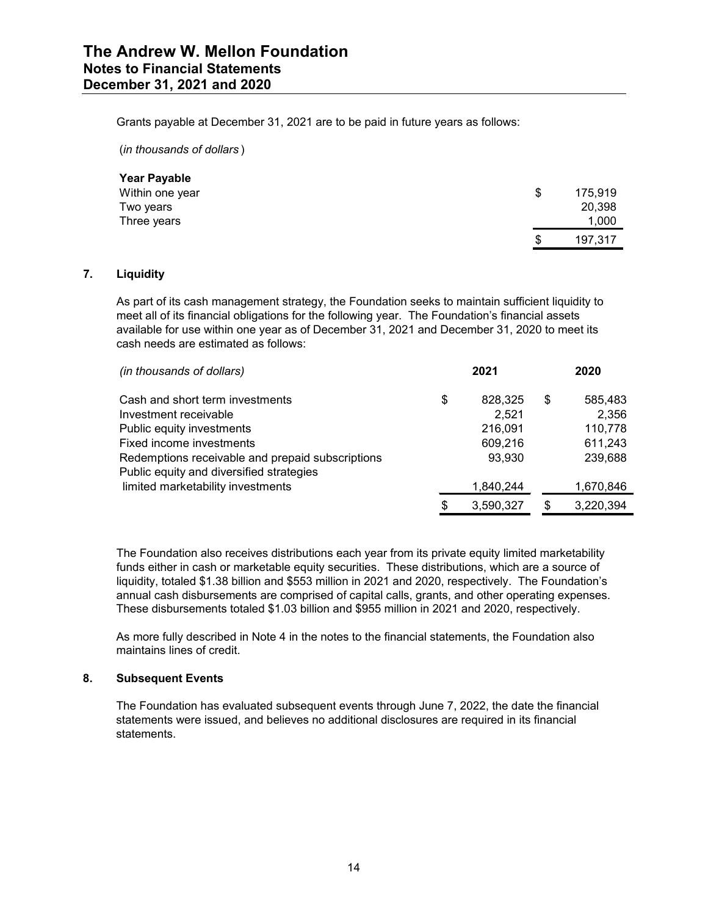Grants payable at December 31, 2021 are to be paid in future years as follows:

(*in thousands of dollars*)

| **Year Payable** | | |
|---|---|---|
| Within one year | $ | 175,919 |
| Two years | | 20,398 |
| Three years | | 1,000 |
| | $ | 197,317 |

## 7. Liquidity

As part of its cash management strategy, the Foundation seeks to maintain sufficient liquidity to meet all of its financial obligations for the following year. The Foundation's financial assets available for use within one year as of December 31, 2021 and December 31, 2020 to meet its cash needs are estimated as follows:

| *(in thousands of dollars)* | 2021 | 2020 |
|---|---|---|
| Cash and short term investments | $ 828,325 | $ 585,483 |
| Investment receivable | 2,521 | 2,356 |
| Public equity investments | 216,091 | 110,778 |
| Fixed income investments | 609,216 | 611,243 |
| Redemptions receivable and prepaid subscriptions | 93,930 | 239,688 |
| Public equity and diversified strategies limited marketability investments | 1,840,244 | 1,670,846 |
| | $ 3,590,327 | $ 3,220,394 |

The Foundation also receives distributions each year from its private equity limited marketability funds either in cash or marketable equity securities. These distributions, which are a source of liquidity, totaled $1.38 billion and $553 million in 2021 and 2020, respectively. The Foundation's annual cash disbursements are comprised of capital calls, grants, and other operating expenses. These disbursements totaled $1.03 billion and $955 million in 2021 and 2020, respectively.

As more fully described in Note 4 in the notes to the financial statements, the Foundation also maintains lines of credit.

## 8. Subsequent Events

The Foundation has evaluated subsequent events through June 7, 2022, the date the financial statements were issued, and believes no additional disclosures are required in its financial statements.